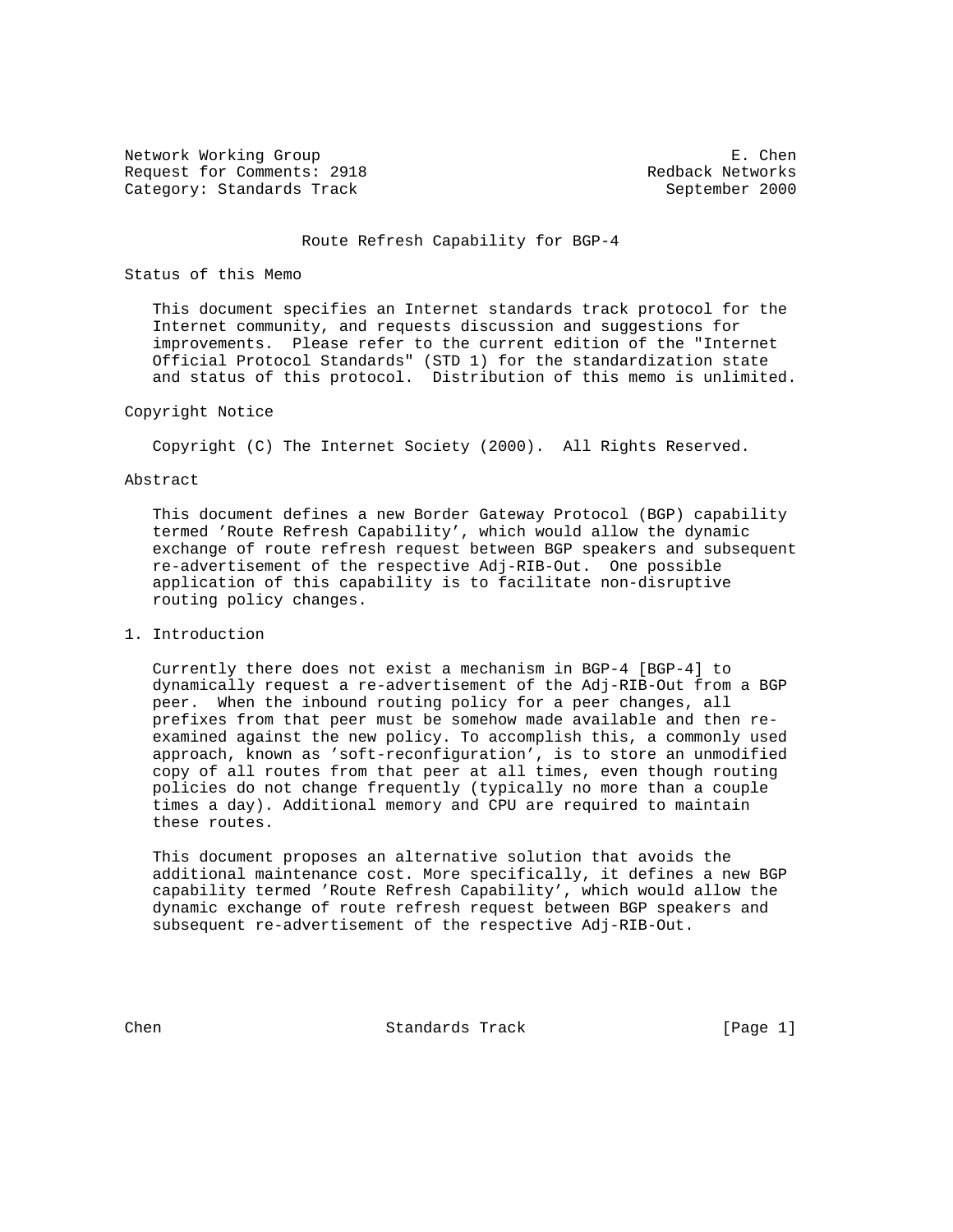Network Working Group E. Chen
Request for Comments: 2918 Redback Networks
Category: Standards Track September 2000

# Route Refresh Capability for BGP-4

## Status of this Memo

This document specifies an Internet standards track protocol for the Internet community, and requests discussion and suggestions for improvements. Please refer to the current edition of the "Internet Official Protocol Standards" (STD 1) for the standardization state and status of this protocol. Distribution of this memo is unlimited.

## Copyright Notice

Copyright (C) The Internet Society (2000). All Rights Reserved.

## Abstract

This document defines a new Border Gateway Protocol (BGP) capability termed 'Route Refresh Capability', which would allow the dynamic exchange of route refresh request between BGP speakers and subsequent re-advertisement of the respective Adj-RIB-Out. One possible application of this capability is to facilitate non-disruptive routing policy changes.

## 1. Introduction

Currently there does not exist a mechanism in BGP-4 [BGP-4] to dynamically request a re-advertisement of the Adj-RIB-Out from a BGP peer. When the inbound routing policy for a peer changes, all prefixes from that peer must be somehow made available and then re-examined against the new policy. To accomplish this, a commonly used approach, known as 'soft-reconfiguration', is to store an unmodified copy of all routes from that peer at all times, even though routing policies do not change frequently (typically no more than a couple times a day). Additional memory and CPU are required to maintain these routes.

This document proposes an alternative solution that avoids the additional maintenance cost. More specifically, it defines a new BGP capability termed 'Route Refresh Capability', which would allow the dynamic exchange of route refresh request between BGP speakers and subsequent re-advertisement of the respective Adj-RIB-Out.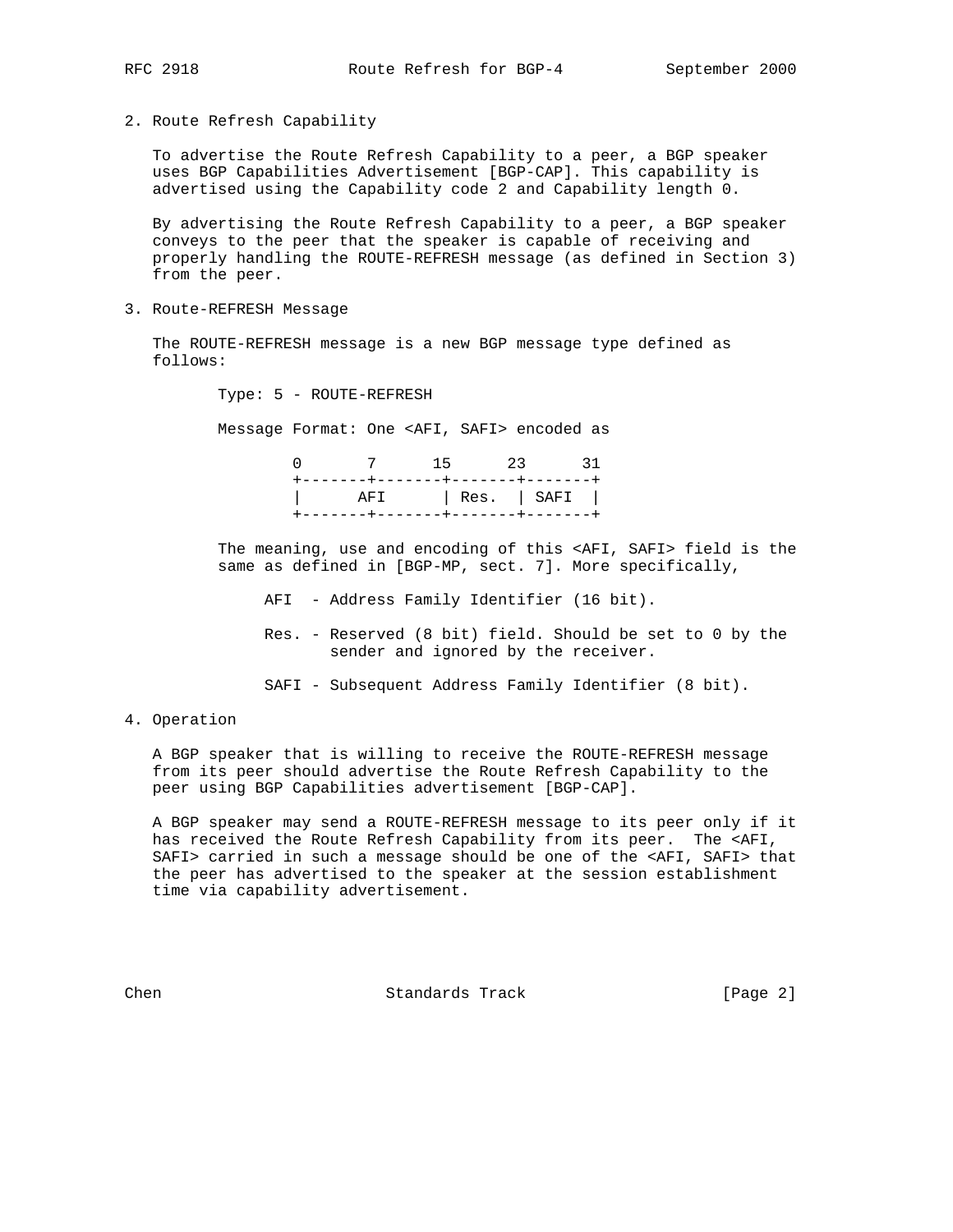## 2. Route Refresh Capability

To advertise the Route Refresh Capability to a peer, a BGP speaker uses BGP Capabilities Advertisement [BGP-CAP]. This capability is advertised using the Capability code 2 and Capability length 0.

By advertising the Route Refresh Capability to a peer, a BGP speaker conveys to the peer that the speaker is capable of receiving and properly handling the ROUTE-REFRESH message (as defined in Section 3) from the peer.

## 3. Route-REFRESH Message

The ROUTE-REFRESH message is a new BGP message type defined as follows:

Type: 5 - ROUTE-REFRESH

Message Format: One <AFI, SAFI> encoded as

```
0       7      15      23      31
+-------+-------+-------+-------+
|      AFI      | Res.  | SAFI  |
+-------+-------+-------+-------+
```

The meaning, use and encoding of this <AFI, SAFI> field is the same as defined in [BGP-MP, sect. 7]. More specifically,

AFI  - Address Family Identifier (16 bit).

Res. - Reserved (8 bit) field. Should be set to 0 by the sender and ignored by the receiver.

SAFI - Subsequent Address Family Identifier (8 bit).

## 4. Operation

A BGP speaker that is willing to receive the ROUTE-REFRESH message from its peer should advertise the Route Refresh Capability to the peer using BGP Capabilities advertisement [BGP-CAP].

A BGP speaker may send a ROUTE-REFRESH message to its peer only if it has received the Route Refresh Capability from its peer. The <AFI, SAFI> carried in such a message should be one of the <AFI, SAFI> that the peer has advertised to the speaker at the session establishment time via capability advertisement.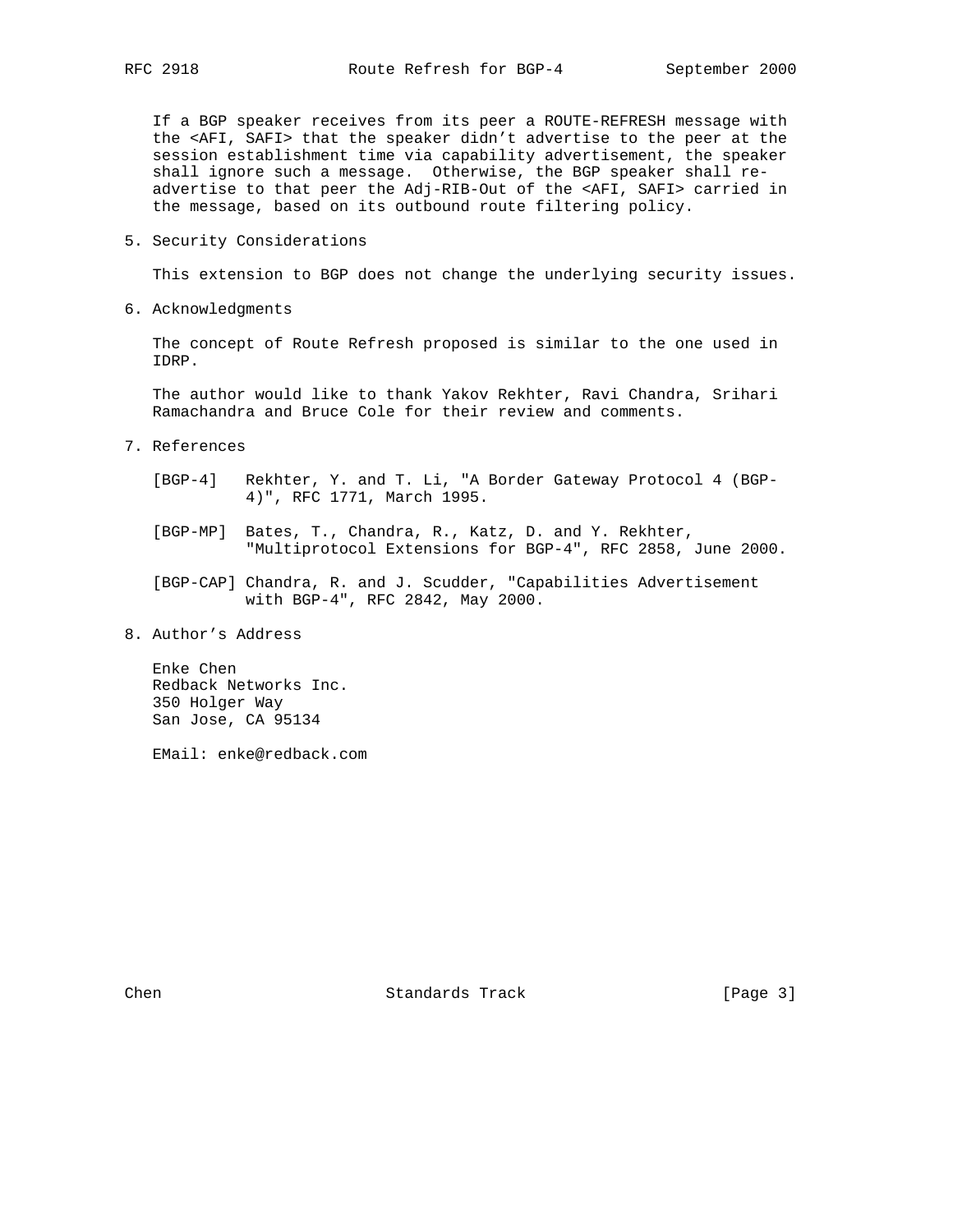If a BGP speaker receives from its peer a ROUTE-REFRESH message with the <AFI, SAFI> that the speaker didn't advertise to the peer at the session establishment time via capability advertisement, the speaker shall ignore such a message. Otherwise, the BGP speaker shall re-advertise to that peer the Adj-RIB-Out of the <AFI, SAFI> carried in the message, based on its outbound route filtering policy.

## 5. Security Considerations

This extension to BGP does not change the underlying security issues.

## 6. Acknowledgments

The concept of Route Refresh proposed is similar to the one used in IDRP.

The author would like to thank Yakov Rekhter, Ravi Chandra, Srihari Ramachandra and Bruce Cole for their review and comments.

## 7. References

[BGP-4] Rekhter, Y. and T. Li, "A Border Gateway Protocol 4 (BGP-4)", RFC 1771, March 1995.

[BGP-MP] Bates, T., Chandra, R., Katz, D. and Y. Rekhter, "Multiprotocol Extensions for BGP-4", RFC 2858, June 2000.

[BGP-CAP] Chandra, R. and J. Scudder, "Capabilities Advertisement with BGP-4", RFC 2842, May 2000.

## 8. Author's Address

Enke Chen
Redback Networks Inc.
350 Holger Way
San Jose, CA 95134

EMail: enke@redback.com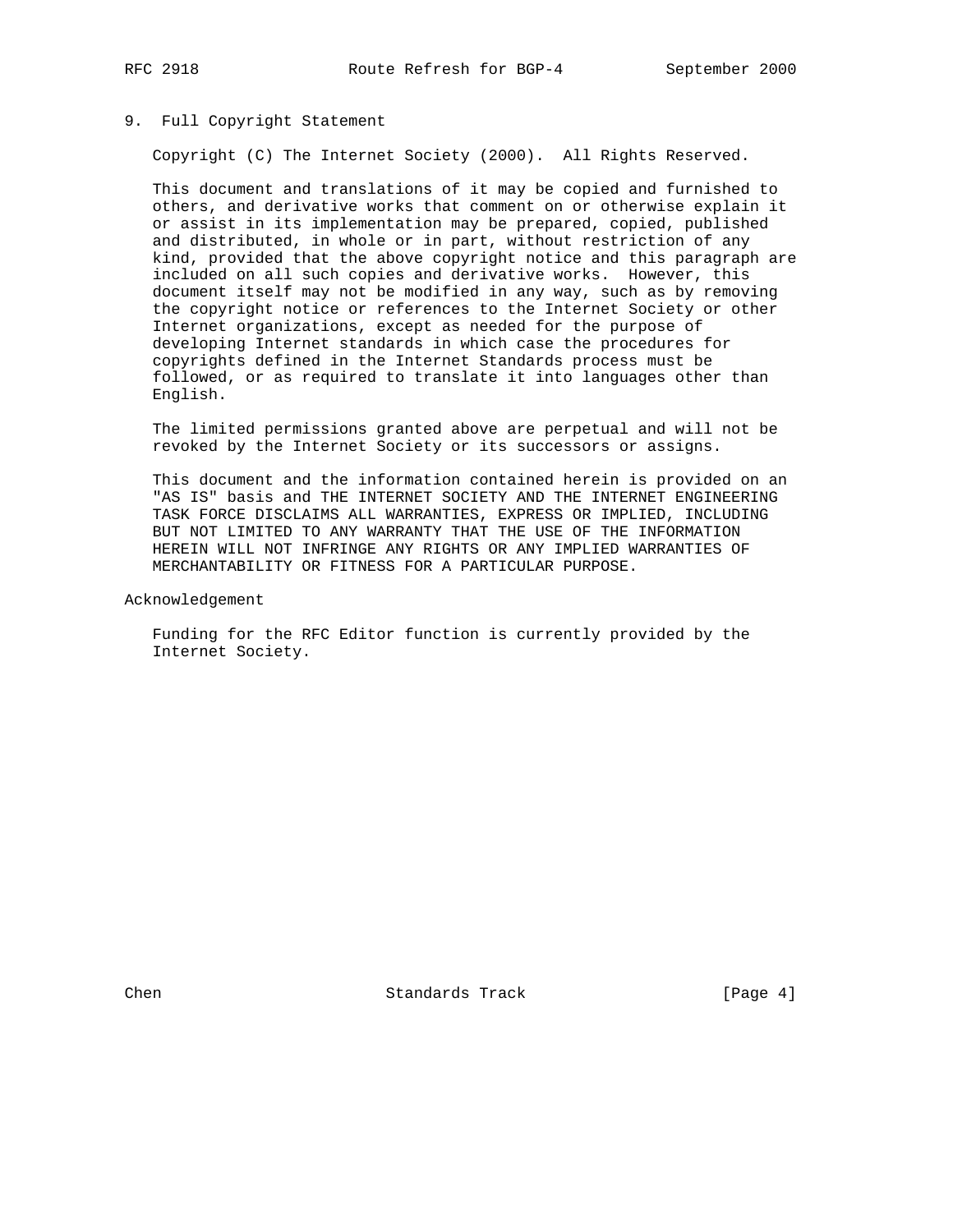## 9. Full Copyright Statement

Copyright (C) The Internet Society (2000). All Rights Reserved.

This document and translations of it may be copied and furnished to others, and derivative works that comment on or otherwise explain it or assist in its implementation may be prepared, copied, published and distributed, in whole or in part, without restriction of any kind, provided that the above copyright notice and this paragraph are included on all such copies and derivative works. However, this document itself may not be modified in any way, such as by removing the copyright notice or references to the Internet Society or other Internet organizations, except as needed for the purpose of developing Internet standards in which case the procedures for copyrights defined in the Internet Standards process must be followed, or as required to translate it into languages other than English.

The limited permissions granted above are perpetual and will not be revoked by the Internet Society or its successors or assigns.

This document and the information contained herein is provided on an "AS IS" basis and THE INTERNET SOCIETY AND THE INTERNET ENGINEERING TASK FORCE DISCLAIMS ALL WARRANTIES, EXPRESS OR IMPLIED, INCLUDING BUT NOT LIMITED TO ANY WARRANTY THAT THE USE OF THE INFORMATION HEREIN WILL NOT INFRINGE ANY RIGHTS OR ANY IMPLIED WARRANTIES OF MERCHANTABILITY OR FITNESS FOR A PARTICULAR PURPOSE.

## Acknowledgement

Funding for the RFC Editor function is currently provided by the Internet Society.